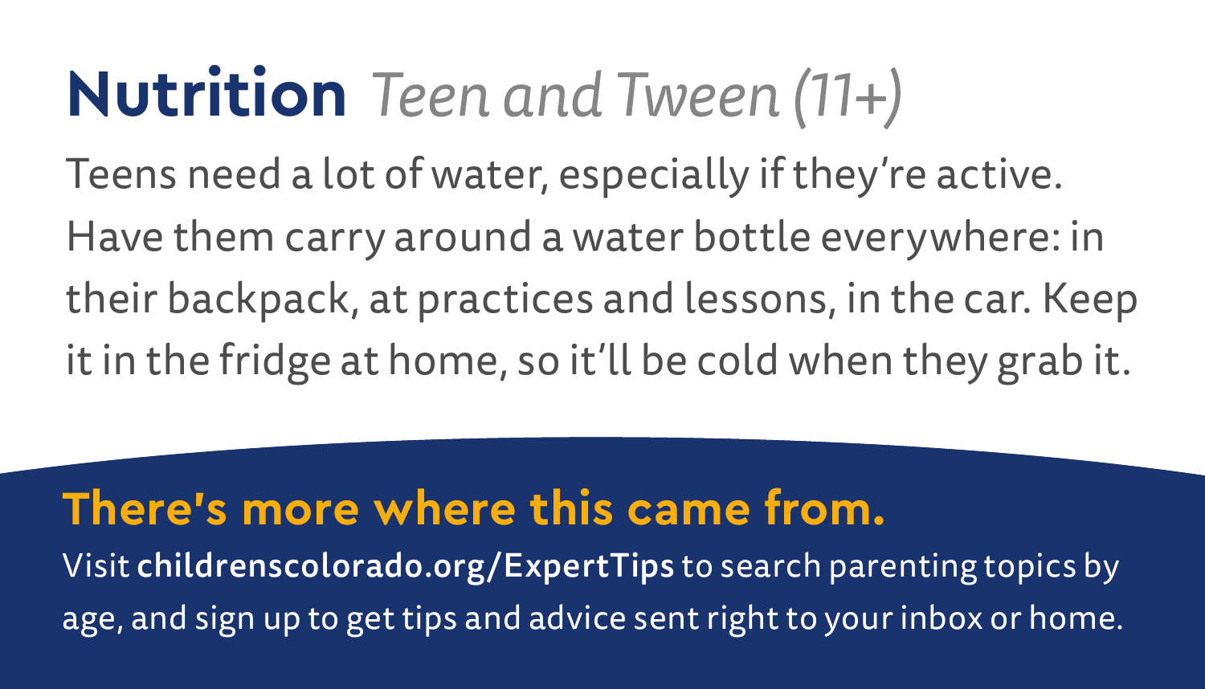# **Nutrition** *Teen and Tween (11+)*

Teens need a lot of water, especially if they're active. Have them carry around a water bottle everywhere: in their backpack, at practices and lessons, in the car. Keep it in the fridge at home, so it'll be cold when they grab it.

## There's more where this came from.

Visit **childrenscolorado.org/ExpertTips** to search parenting topics by age, and sign up to get tips and advice sent right to your inbox or home.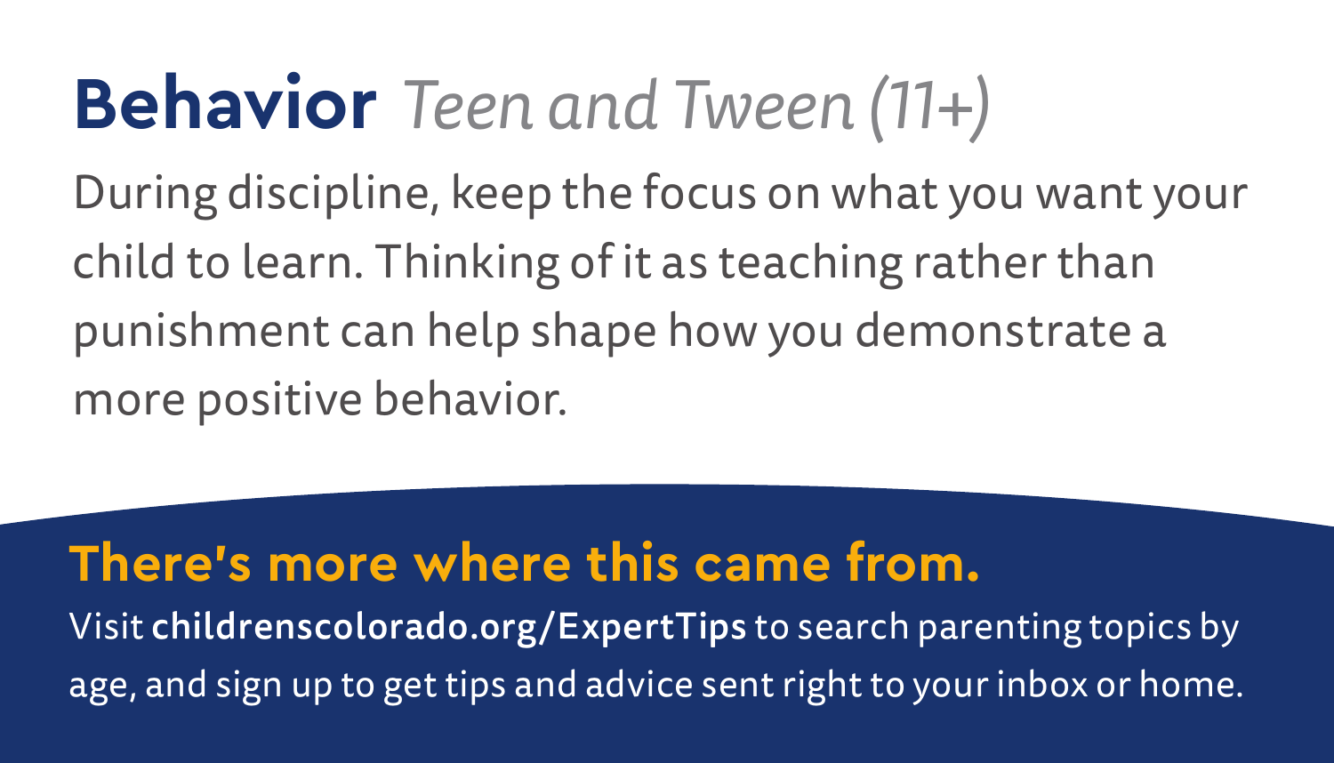# **Behavior** *Teen and Tween (11+)*

During discipline, keep the focus on what you want your child to learn. Thinking of it as teaching rather than punishment can help shape how you demonstrate a more positive behavior.

## There's more where this came from.

Visit **childrenscolorado.org/ExpertTips** to search parenting topics by age, and sign up to get tips and advice sent right to your inbox or home.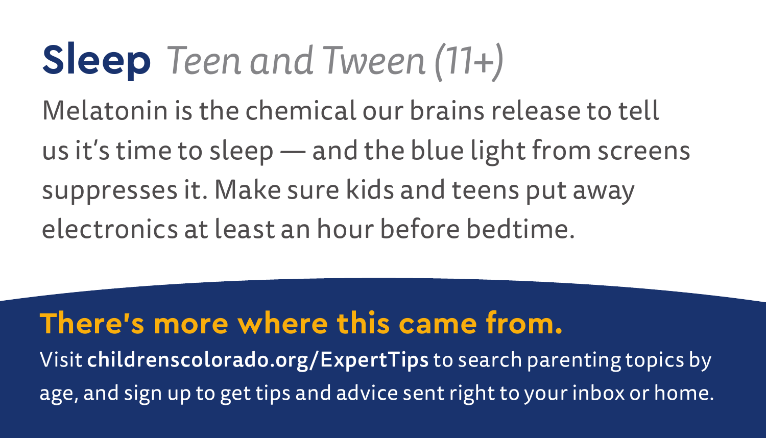# **Sleep** *Teen and Tween (11+)*

Melatonin is the chemical our brains release to tell us it's time to sleep — and the blue light from screens suppresses it. Make sure kids and teens put away electronics at least an hour before bedtime.

## There's more where this came from.

Visit **childrenscolorado.org/ExpertTips** to search parenting topics by age, and sign up to get tips and advice sent right to your inbox or home.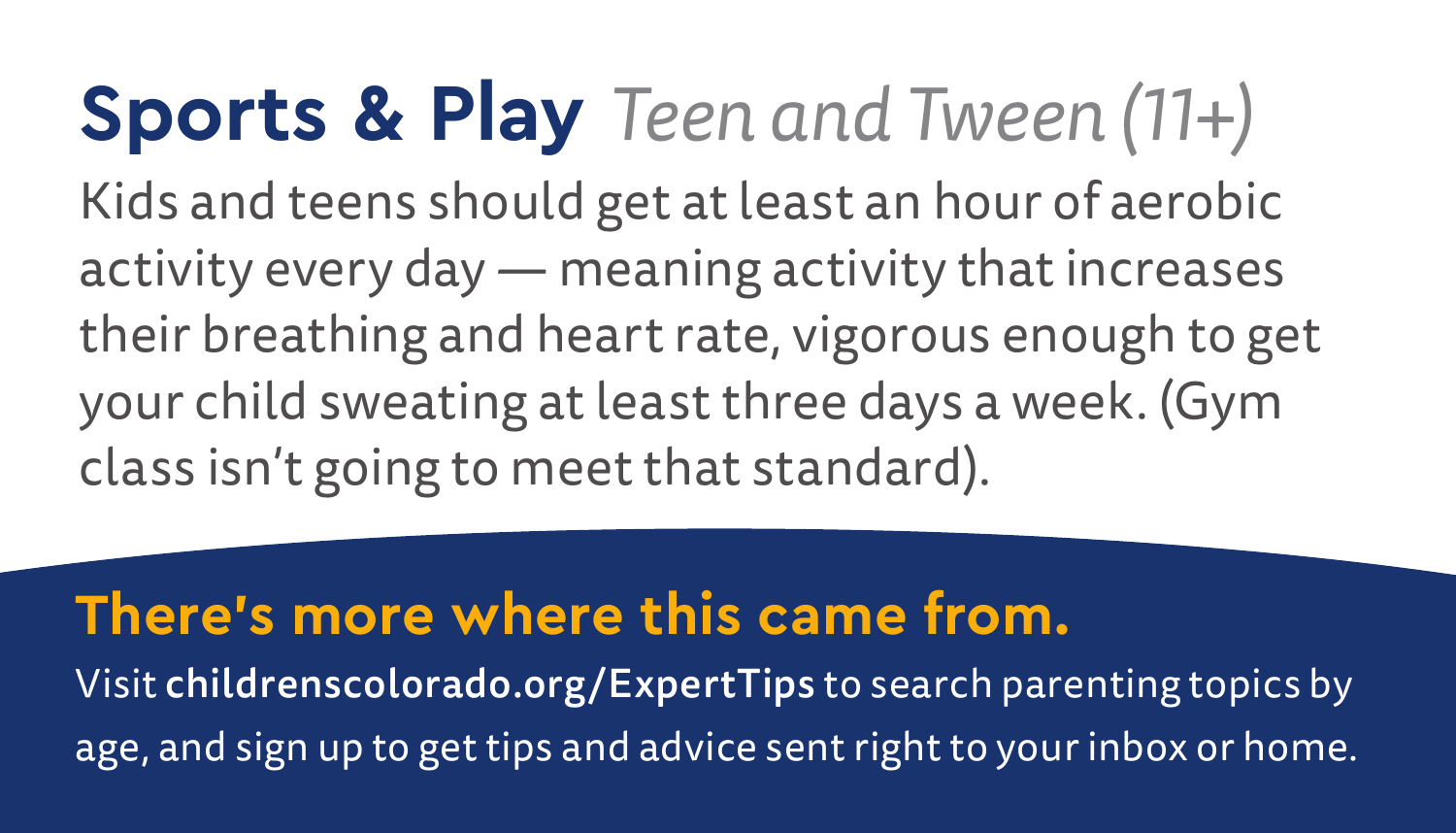# **Sports & Play** *Teen and Tween (11+)*

Kids and teens should get at least an hour of aerobic activity every day — meaning activity that increases their breathing and heart rate, vigorous enough to get your child sweating at least three days a week. (Gym class isn't going to meet that standard).

## There's more where this came from.

Visit **childrenscolorado.org/ExpertTips** to search parenting topics by age, and sign up to get tips and advice sent right to your inbox or home.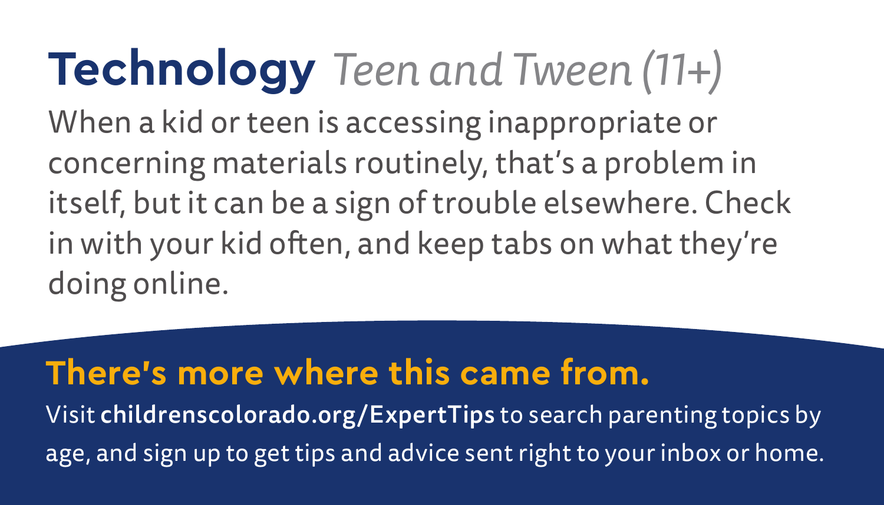# **Technology** *Teen and Tween (11+)*

When a kid or teen is accessing inappropriate or concerning materials routinely, that's a problem in itself, but it can be a sign of trouble elsewhere. Check in with your kid often, and keep tabs on what they're doing online.

## There's more where this came from.

Visit **childrenscolorado.org/ExpertTips** to search parenting topics by age, and sign up to get tips and advice sent right to your inbox or home.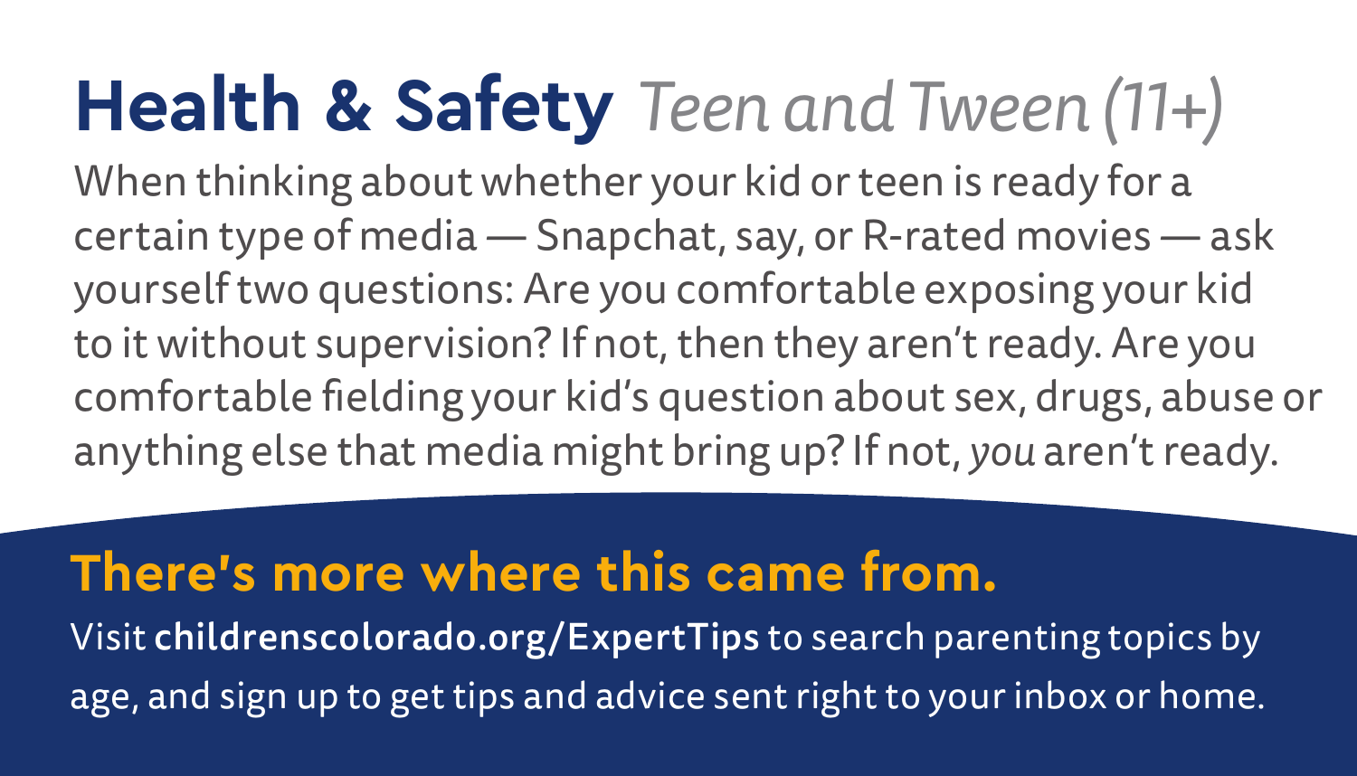# **Health & Safety** *Teen and Tween (11+)*

When thinking about whether your kid or teen is ready for a certain type of media — Snapchat, say, or R-rated movies — ask yourself two questions: Are you comfortable exposing your kid to it without supervision? If not, then they aren't ready. Are you comfortable fielding your kid's question about sex, drugs, abuse or anything else that media might bring up? If not, *you* aren't ready.

## **There's more where this came from.**

Visit **childrenscolorado.org/ExpertTips** to search parenting topics by age, and sign up to get tips and advice sent right to your inbox or home.